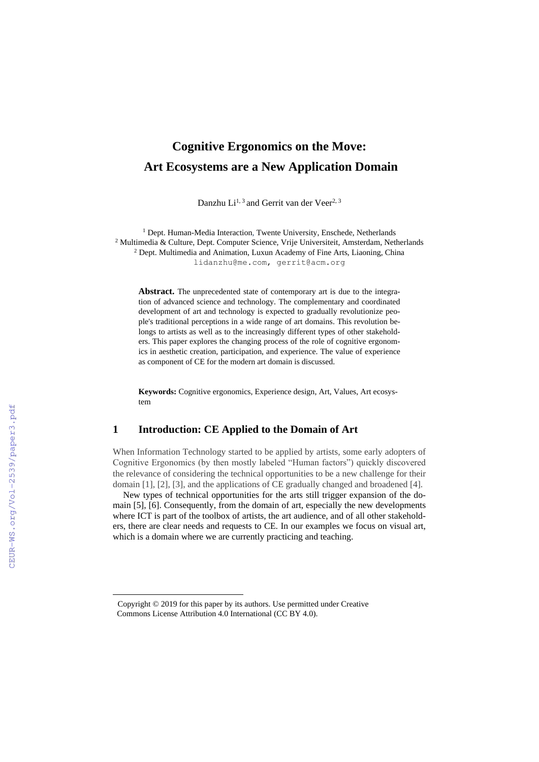# Cognitive Ergonomics on the Move: Art Ecosystems are a New Application Domain

Danzhu Li[1, 3] and Gerrit van der Veer[2, 3]

[1] Dept. Human-Media Interaction, Twente University, Enschede, Netherlands
[2] Multimedia & Culture, Dept. Computer Science, Vrije Universiteit, Amsterdam, Netherlands
[2] Dept. Multimedia and Animation, Luxun Academy of Fine Arts, Liaoning, China
lidanzhu@me.com, gerrit@acm.org

**Abstract.** The unprecedented state of contemporary art is due to the integration of advanced science and technology. The complementary and coordinated development of art and technology is expected to gradually revolutionize people's traditional perceptions in a wide range of art domains. This revolution belongs to artists as well as to the increasingly different types of other stakeholders. This paper explores the changing process of the role of cognitive ergonomics in aesthetic creation, participation, and experience. The value of experience as component of CE for the modern art domain is discussed.

**Keywords:** Cognitive ergonomics, Experience design, Art, Values, Art ecosystem

## 1 Introduction: CE Applied to the Domain of Art

When Information Technology started to be applied by artists, some early adopters of Cognitive Ergonomics (by then mostly labeled "Human factors") quickly discovered the relevance of considering the technical opportunities to be a new challenge for their domain [1], [2], [3], and the applications of CE gradually changed and broadened [4].

New types of technical opportunities for the arts still trigger expansion of the domain [5], [6]. Consequently, from the domain of art, especially the new developments where ICT is part of the toolbox of artists, the art audience, and of all other stakeholders, there are clear needs and requests to CE. In our examples we focus on visual art, which is a domain where we are currently practicing and teaching.

Copyright © 2019 for this paper by its authors. Use permitted under Creative Commons License Attribution 4.0 International (CC BY 4.0).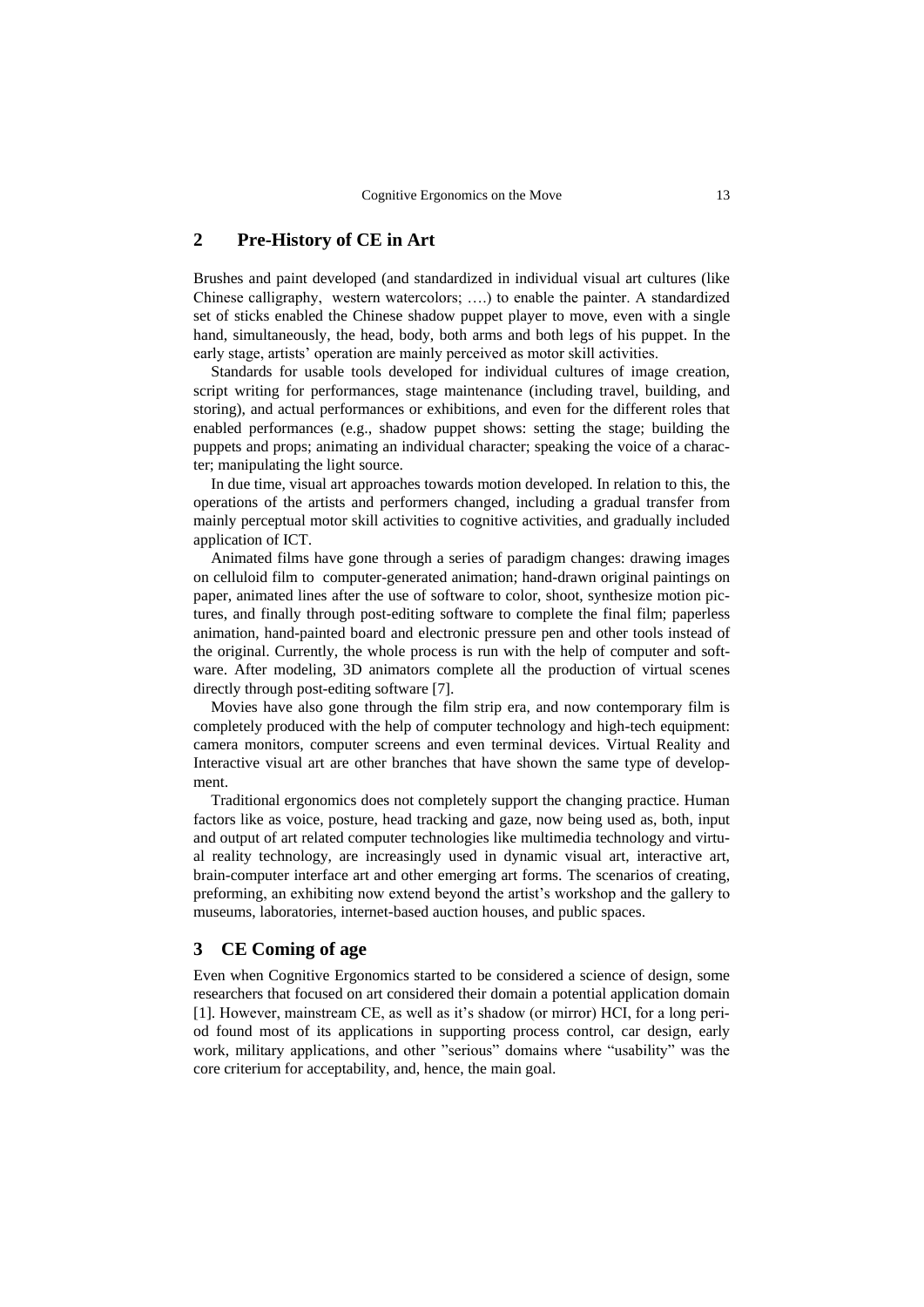## 2 Pre-History of CE in Art

Brushes and paint developed (and standardized in individual visual art cultures (like Chinese calligraphy, western watercolors; ….) to enable the painter. A standardized set of sticks enabled the Chinese shadow puppet player to move, even with a single hand, simultaneously, the head, body, both arms and both legs of his puppet. In the early stage, artists' operation are mainly perceived as motor skill activities.

Standards for usable tools developed for individual cultures of image creation, script writing for performances, stage maintenance (including travel, building, and storing), and actual performances or exhibitions, and even for the different roles that enabled performances (e.g., shadow puppet shows: setting the stage; building the puppets and props; animating an individual character; speaking the voice of a character; manipulating the light source.

In due time, visual art approaches towards motion developed. In relation to this, the operations of the artists and performers changed, including a gradual transfer from mainly perceptual motor skill activities to cognitive activities, and gradually included application of ICT.

Animated films have gone through a series of paradigm changes: drawing images on celluloid film to computer-generated animation; hand-drawn original paintings on paper, animated lines after the use of software to color, shoot, synthesize motion pictures, and finally through post-editing software to complete the final film; paperless animation, hand-painted board and electronic pressure pen and other tools instead of the original. Currently, the whole process is run with the help of computer and software. After modeling, 3D animators complete all the production of virtual scenes directly through post-editing software [7].

Movies have also gone through the film strip era, and now contemporary film is completely produced with the help of computer technology and high-tech equipment: camera monitors, computer screens and even terminal devices. Virtual Reality and Interactive visual art are other branches that have shown the same type of development.

Traditional ergonomics does not completely support the changing practice. Human factors like as voice, posture, head tracking and gaze, now being used as, both, input and output of art related computer technologies like multimedia technology and virtual reality technology, are increasingly used in dynamic visual art, interactive art, brain-computer interface art and other emerging art forms. The scenarios of creating, preforming, an exhibiting now extend beyond the artist's workshop and the gallery to museums, laboratories, internet-based auction houses, and public spaces.

## 3 CE Coming of age

Even when Cognitive Ergonomics started to be considered a science of design, some researchers that focused on art considered their domain a potential application domain [1]. However, mainstream CE, as well as it's shadow (or mirror) HCI, for a long period found most of its applications in supporting process control, car design, early work, military applications, and other "serious" domains where "usability" was the core criterium for acceptability, and, hence, the main goal.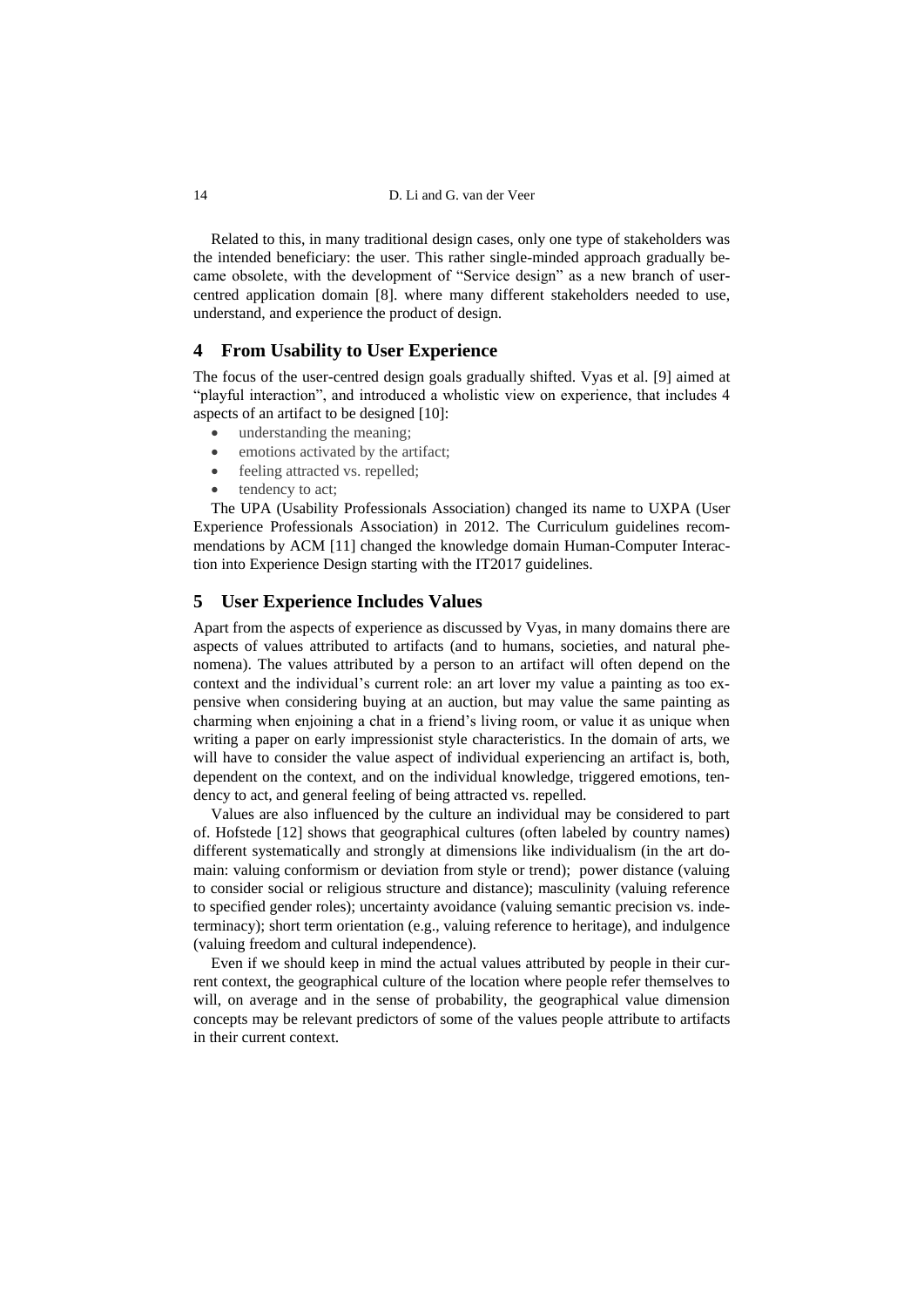Related to this, in many traditional design cases, only one type of stakeholders was the intended beneficiary: the user. This rather single-minded approach gradually became obsolete, with the development of "Service design" as a new branch of user-centred application domain [8]. where many different stakeholders needed to use, understand, and experience the product of design.

## 4 From Usability to User Experience

The focus of the user-centred design goals gradually shifted. Vyas et al. [9] aimed at "playful interaction", and introduced a wholistic view on experience, that includes 4 aspects of an artifact to be designed [10]:

- understanding the meaning;
- emotions activated by the artifact;
- feeling attracted vs. repelled;
- tendency to act;

The UPA (Usability Professionals Association) changed its name to UXPA (User Experience Professionals Association) in 2012. The Curriculum guidelines recommendations by ACM [11] changed the knowledge domain Human-Computer Interaction into Experience Design starting with the IT2017 guidelines.

## 5 User Experience Includes Values

Apart from the aspects of experience as discussed by Vyas, in many domains there are aspects of values attributed to artifacts (and to humans, societies, and natural phenomena). The values attributed by a person to an artifact will often depend on the context and the individual's current role: an art lover my value a painting as too expensive when considering buying at an auction, but may value the same painting as charming when enjoining a chat in a friend's living room, or value it as unique when writing a paper on early impressionist style characteristics. In the domain of arts, we will have to consider the value aspect of individual experiencing an artifact is, both, dependent on the context, and on the individual knowledge, triggered emotions, tendency to act, and general feeling of being attracted vs. repelled.

Values are also influenced by the culture an individual may be considered to part of. Hofstede [12] shows that geographical cultures (often labeled by country names) different systematically and strongly at dimensions like individualism (in the art domain: valuing conformism or deviation from style or trend); power distance (valuing to consider social or religious structure and distance); masculinity (valuing reference to specified gender roles); uncertainty avoidance (valuing semantic precision vs. indeterminacy); short term orientation (e.g., valuing reference to heritage), and indulgence (valuing freedom and cultural independence).

Even if we should keep in mind the actual values attributed by people in their current context, the geographical culture of the location where people refer themselves to will, on average and in the sense of probability, the geographical value dimension concepts may be relevant predictors of some of the values people attribute to artifacts in their current context.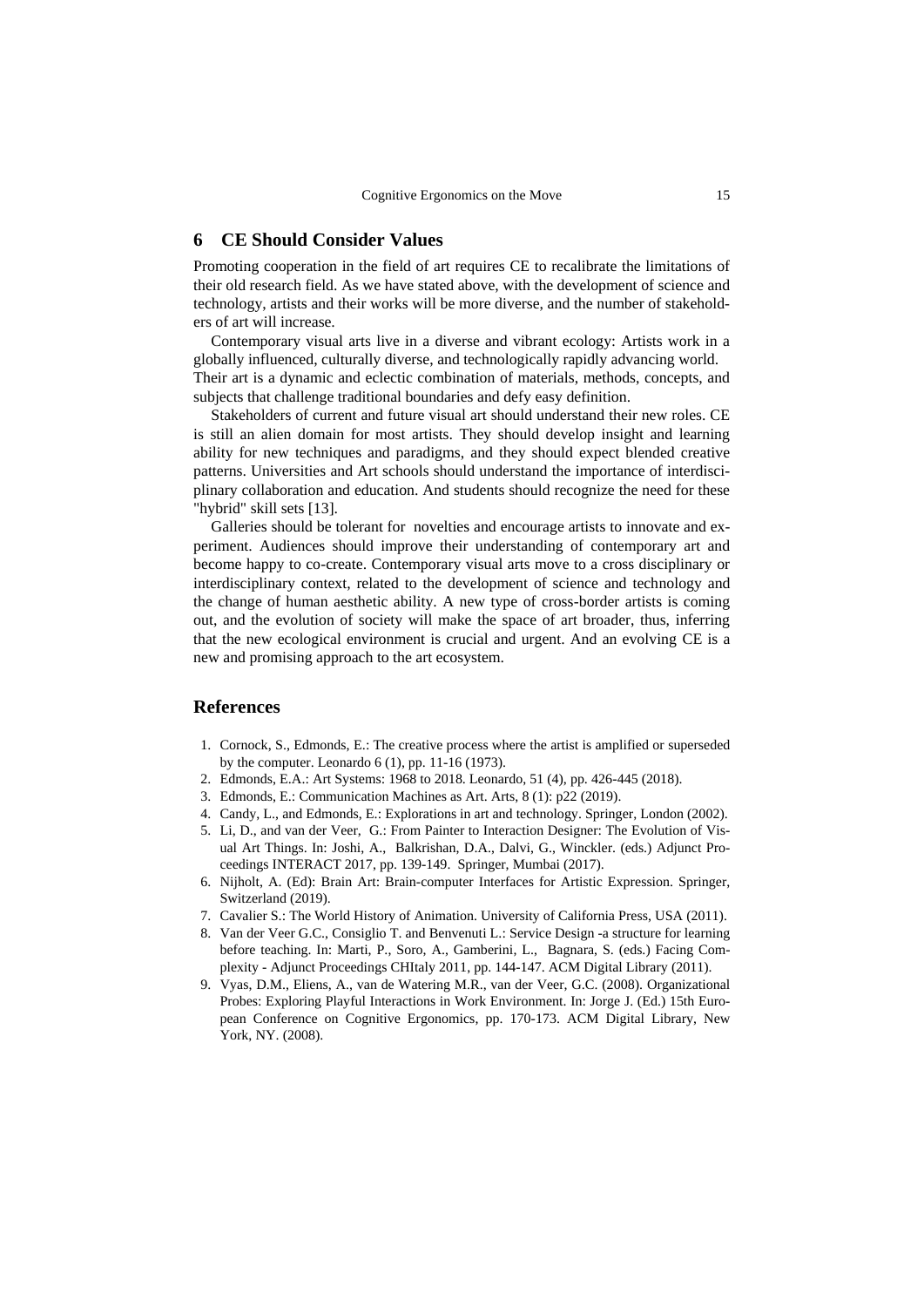## 6 CE Should Consider Values

Promoting cooperation in the field of art requires CE to recalibrate the limitations of their old research field. As we have stated above, with the development of science and technology, artists and their works will be more diverse, and the number of stakeholders of art will increase.

Contemporary visual arts live in a diverse and vibrant ecology: Artists work in a globally influenced, culturally diverse, and technologically rapidly advancing world. Their art is a dynamic and eclectic combination of materials, methods, concepts, and subjects that challenge traditional boundaries and defy easy definition.

Stakeholders of current and future visual art should understand their new roles. CE is still an alien domain for most artists. They should develop insight and learning ability for new techniques and paradigms, and they should expect blended creative patterns. Universities and Art schools should understand the importance of interdisciplinary collaboration and education. And students should recognize the need for these "hybrid" skill sets [13].

Galleries should be tolerant for novelties and encourage artists to innovate and experiment. Audiences should improve their understanding of contemporary art and become happy to co-create. Contemporary visual arts move to a cross disciplinary or interdisciplinary context, related to the development of science and technology and the change of human aesthetic ability. A new type of cross-border artists is coming out, and the evolution of society will make the space of art broader, thus, inferring that the new ecological environment is crucial and urgent. And an evolving CE is a new and promising approach to the art ecosystem.

## References

1. Cornock, S., Edmonds, E.: The creative process where the artist is amplified or superseded by the computer. Leonardo 6 (1), pp. 11-16 (1973).
2. Edmonds, E.A.: Art Systems: 1968 to 2018. Leonardo, 51 (4), pp. 426-445 (2018).
3. Edmonds, E.: Communication Machines as Art. Arts, 8 (1): p22 (2019).
4. Candy, L., and Edmonds, E.: Explorations in art and technology. Springer, London (2002).
5. Li, D., and van der Veer, G.: From Painter to Interaction Designer: The Evolution of Visual Art Things. In: Joshi, A., Balkrishan, D.A., Dalvi, G., Winckler. (eds.) Adjunct Proceedings INTERACT 2017, pp. 139-149. Springer, Mumbai (2017).
6. Nijholt, A. (Ed): Brain Art: Brain-computer Interfaces for Artistic Expression. Springer, Switzerland (2019).
7. Cavalier S.: The World History of Animation. University of California Press, USA (2011).
8. Van der Veer G.C., Consiglio T. and Benvenuti L.: Service Design -a structure for learning before teaching. In: Marti, P., Soro, A., Gamberini, L., Bagnara, S. (eds.) Facing Complexity - Adjunct Proceedings CHItaly 2011, pp. 144-147. ACM Digital Library (2011).
9. Vyas, D.M., Eliens, A., van de Watering M.R., van der Veer, G.C. (2008). Organizational Probes: Exploring Playful Interactions in Work Environment. In: Jorge J. (Ed.) 15th European Conference on Cognitive Ergonomics, pp. 170-173. ACM Digital Library, New York, NY. (2008).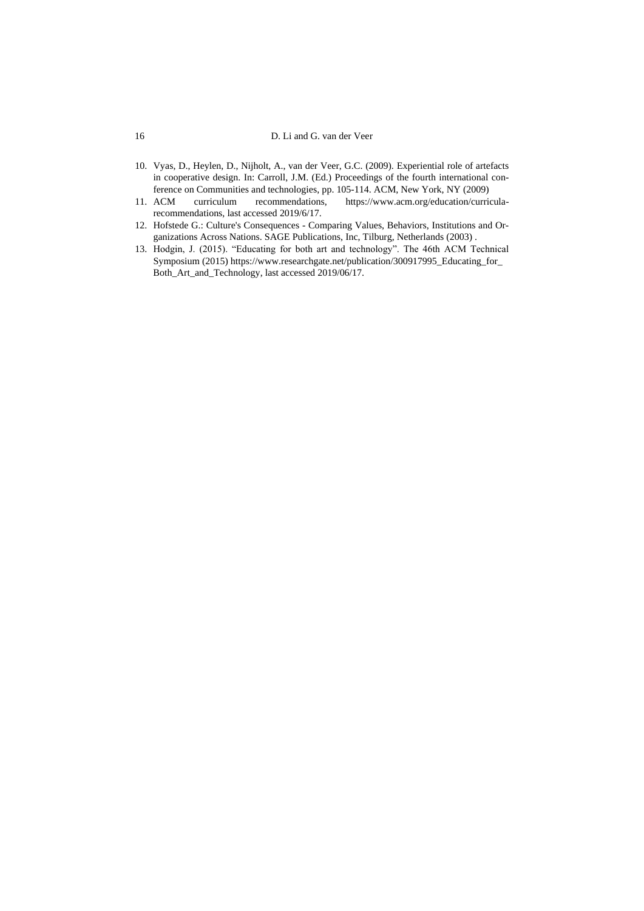10. Vyas, D., Heylen, D., Nijholt, A., van der Veer, G.C. (2009). Experiential role of artefacts in cooperative design. In: Carroll, J.M. (Ed.) Proceedings of the fourth international conference on Communities and technologies, pp. 105-114. ACM, New York, NY (2009)
11. ACM curriculum recommendations, https://www.acm.org/education/curricula-recommendations, last accessed 2019/6/17.
12. Hofstede G.: Culture's Consequences - Comparing Values, Behaviors, Institutions and Organizations Across Nations. SAGE Publications, Inc, Tilburg, Netherlands (2003) .
13. Hodgin, J. (2015). "Educating for both art and technology". The 46th ACM Technical Symposium (2015) https://www.researchgate.net/publication/300917995_Educating_for_Both_Art_and_Technology, last accessed 2019/06/17.